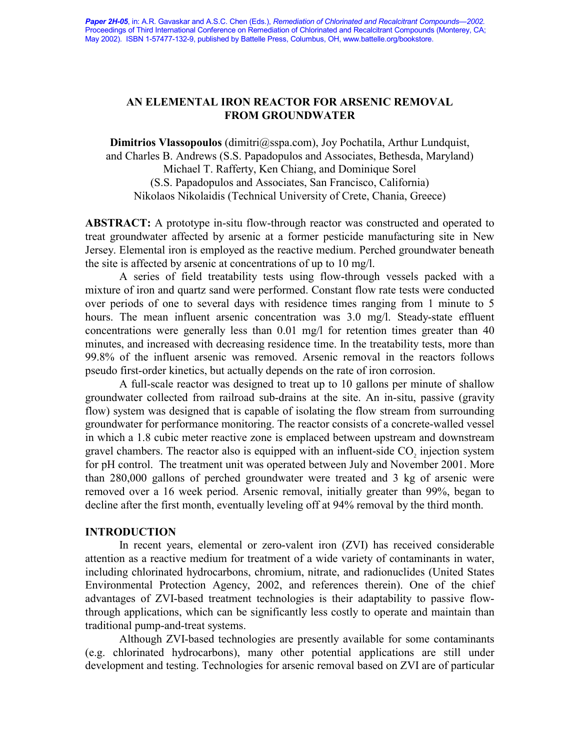**Paper 2H-05**, in: A.R. Gavaskar and A.S.C. Chen (Eds.), *Remediation of Chlorinated and Recalcitrant Compounds—2002.* Proceedings of Third International Conference on Remediation of Chlorinated and Recalcitrant Compounds (Monterey, CA; May 2002). ISBN 1-57477-132-9, published by Battelle Press, Columbus, OH, www.battelle.org/bookstore.

# AN ELEMENTAL IRON REACTOR FOR ARSENIC REMOVAL FROM GROUNDWATER

**Dimitrios Vlassopoulos** (dimitri@sspa.com), Joy Pochatila, Arthur Lundquist, and Charles B. Andrews (S.S. Papadopulos and Associates, Bethesda, Maryland)
Michael T. Rafferty, Ken Chiang, and Dominique Sorel
(S.S. Papadopulos and Associates, San Francisco, California)
Nikolaos Nikolaidis (Technical University of Crete, Chania, Greece)

**ABSTRACT:** A prototype in-situ flow-through reactor was constructed and operated to treat groundwater affected by arsenic at a former pesticide manufacturing site in New Jersey. Elemental iron is employed as the reactive medium. Perched groundwater beneath the site is affected by arsenic at concentrations of up to 10 mg/l.

A series of field treatability tests using flow-through vessels packed with a mixture of iron and quartz sand were performed. Constant flow rate tests were conducted over periods of one to several days with residence times ranging from 1 minute to 5 hours. The mean influent arsenic concentration was 3.0 mg/l. Steady-state effluent concentrations were generally less than 0.01 mg/l for retention times greater than 40 minutes, and increased with decreasing residence time. In the treatability tests, more than 99.8% of the influent arsenic was removed. Arsenic removal in the reactors follows pseudo first-order kinetics, but actually depends on the rate of iron corrosion.

A full-scale reactor was designed to treat up to 10 gallons per minute of shallow groundwater collected from railroad sub-drains at the site. An in-situ, passive (gravity flow) system was designed that is capable of isolating the flow stream from surrounding groundwater for performance monitoring. The reactor consists of a concrete-walled vessel in which a 1.8 cubic meter reactive zone is emplaced between upstream and downstream gravel chambers. The reactor also is equipped with an influent-side $CO_2$ injection system for pH control. The treatment unit was operated between July and November 2001. More than 280,000 gallons of perched groundwater were treated and 3 kg of arsenic were removed over a 16 week period. Arsenic removal, initially greater than 99%, began to decline after the first month, eventually leveling off at 94% removal by the third month.

## INTRODUCTION

In recent years, elemental or zero-valent iron (ZVI) has received considerable attention as a reactive medium for treatment of a wide variety of contaminants in water, including chlorinated hydrocarbons, chromium, nitrate, and radionuclides (United States Environmental Protection Agency, 2002, and references therein). One of the chief advantages of ZVI-based treatment technologies is their adaptability to passive flow-through applications, which can be significantly less costly to operate and maintain than traditional pump-and-treat systems.

Although ZVI-based technologies are presently available for some contaminants (e.g. chlorinated hydrocarbons), many other potential applications are still under development and testing. Technologies for arsenic removal based on ZVI are of particular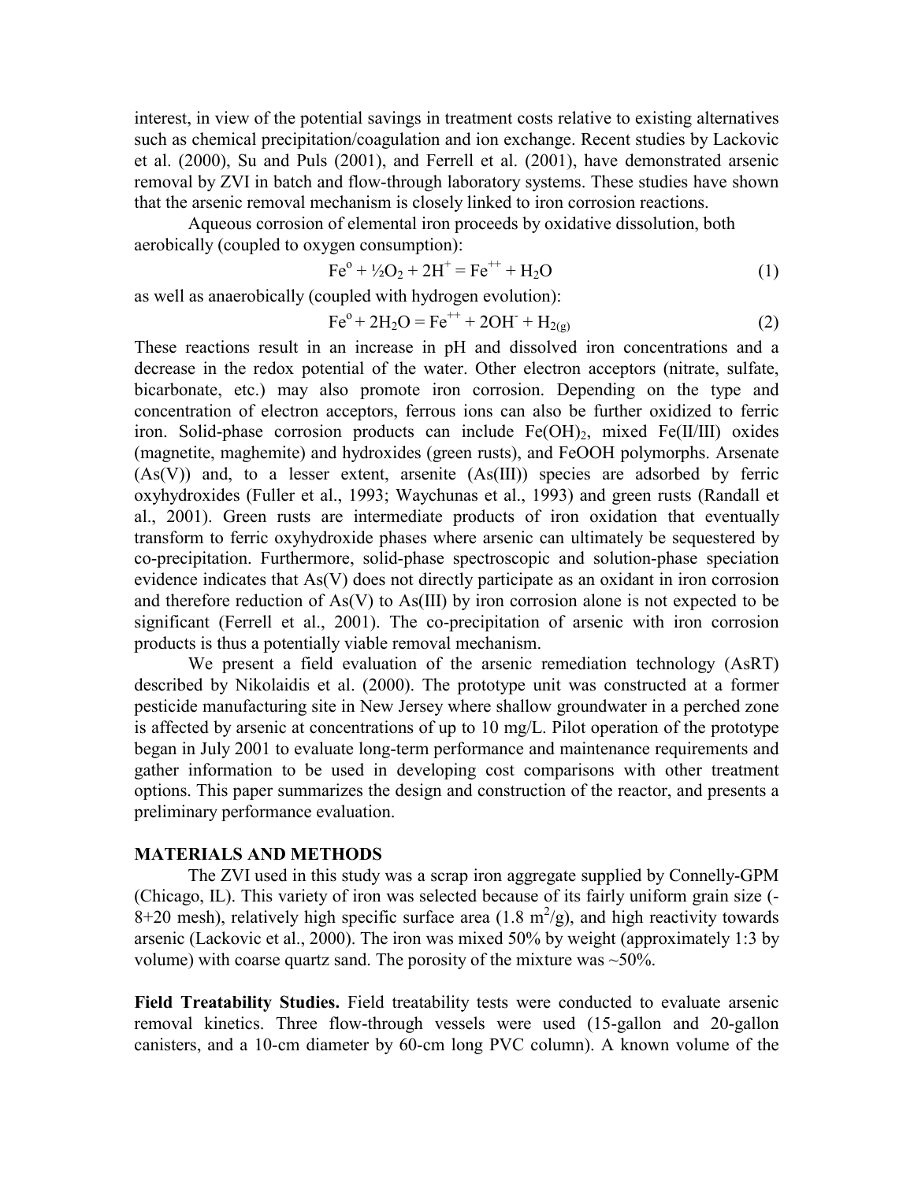interest, in view of the potential savings in treatment costs relative to existing alternatives such as chemical precipitation/coagulation and ion exchange. Recent studies by Lackovic et al. (2000), Su and Puls (2001), and Ferrell et al. (2001), have demonstrated arsenic removal by ZVI in batch and flow-through laboratory systems. These studies have shown that the arsenic removal mechanism is closely linked to iron corrosion reactions.

Aqueous corrosion of elemental iron proceeds by oxidative dissolution, both aerobically (coupled to oxygen consumption):

$$Fe^{o} + \tfrac{1}{2}O_2 + 2H^{+} = Fe^{++} + H_2O \tag{1}$$

as well as anaerobically (coupled with hydrogen evolution):

$$Fe^{o} + 2H_2O = Fe^{++} + 2OH^{-} + H_{2(g)} \tag{2}$$

These reactions result in an increase in pH and dissolved iron concentrations and a decrease in the redox potential of the water. Other electron acceptors (nitrate, sulfate, bicarbonate, etc.) may also promote iron corrosion. Depending on the type and concentration of electron acceptors, ferrous ions can also be further oxidized to ferric iron. Solid-phase corrosion products can include $Fe(OH)_2$, mixed Fe(II/III) oxides (magnetite, maghemite) and hydroxides (green rusts), and FeOOH polymorphs. Arsenate (As(V)) and, to a lesser extent, arsenite (As(III)) species are adsorbed by ferric oxyhydroxides (Fuller et al., 1993; Waychunas et al., 1993) and green rusts (Randall et al., 2001). Green rusts are intermediate products of iron oxidation that eventually transform to ferric oxyhydroxide phases where arsenic can ultimately be sequestered by co-precipitation. Furthermore, solid-phase spectroscopic and solution-phase speciation evidence indicates that As(V) does not directly participate as an oxidant in iron corrosion and therefore reduction of As(V) to As(III) by iron corrosion alone is not expected to be significant (Ferrell et al., 2001). The co-precipitation of arsenic with iron corrosion products is thus a potentially viable removal mechanism.

We present a field evaluation of the arsenic remediation technology (AsRT) described by Nikolaidis et al. (2000). The prototype unit was constructed at a former pesticide manufacturing site in New Jersey where shallow groundwater in a perched zone is affected by arsenic at concentrations of up to 10 mg/L. Pilot operation of the prototype began in July 2001 to evaluate long-term performance and maintenance requirements and gather information to be used in developing cost comparisons with other treatment options. This paper summarizes the design and construction of the reactor, and presents a preliminary performance evaluation.

## MATERIALS AND METHODS

The ZVI used in this study was a scrap iron aggregate supplied by Connelly-GPM (Chicago, IL). This variety of iron was selected because of its fairly uniform grain size (-8+20 mesh), relatively high specific surface area (1.8 $m^2$/g), and high reactivity towards arsenic (Lackovic et al., 2000). The iron was mixed 50% by weight (approximately 1:3 by volume) with coarse quartz sand. The porosity of the mixture was ~50%.

**Field Treatability Studies.** Field treatability tests were conducted to evaluate arsenic removal kinetics. Three flow-through vessels were used (15-gallon and 20-gallon canisters, and a 10-cm diameter by 60-cm long PVC column). A known volume of the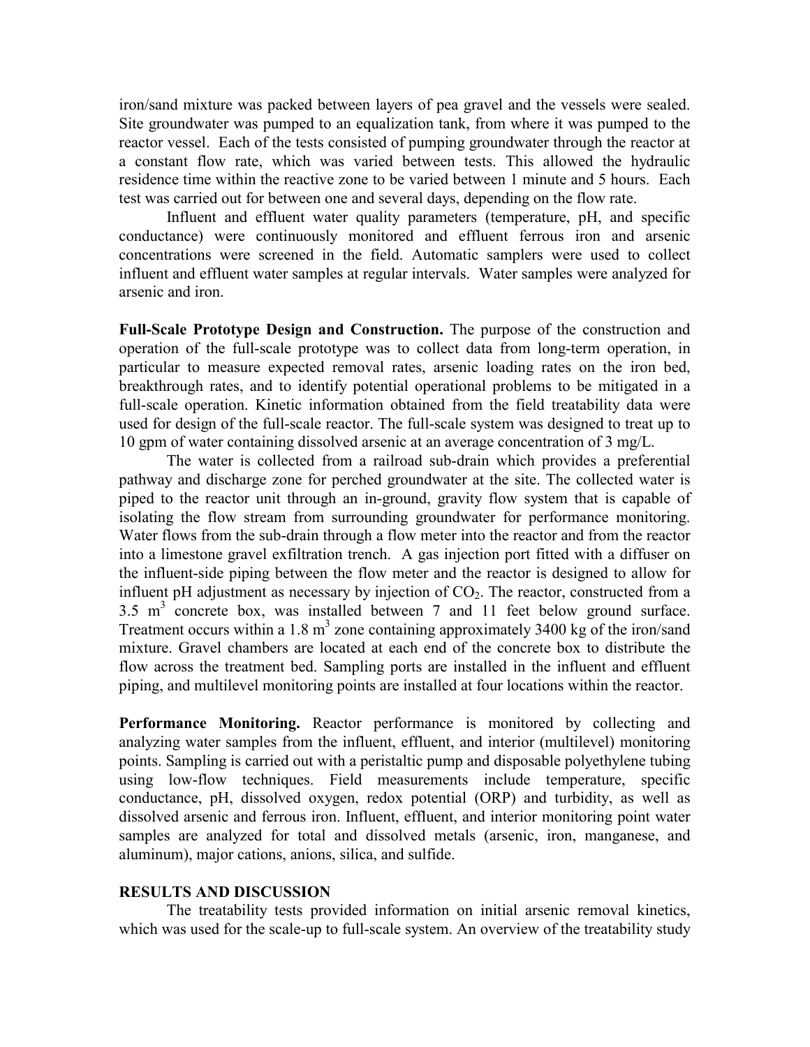iron/sand mixture was packed between layers of pea gravel and the vessels were sealed. Site groundwater was pumped to an equalization tank, from where it was pumped to the reactor vessel. Each of the tests consisted of pumping groundwater through the reactor at a constant flow rate, which was varied between tests. This allowed the hydraulic residence time within the reactive zone to be varied between 1 minute and 5 hours. Each test was carried out for between one and several days, depending on the flow rate.

Influent and effluent water quality parameters (temperature, pH, and specific conductance) were continuously monitored and effluent ferrous iron and arsenic concentrations were screened in the field. Automatic samplers were used to collect influent and effluent water samples at regular intervals. Water samples were analyzed for arsenic and iron.

**Full-Scale Prototype Design and Construction.** The purpose of the construction and operation of the full-scale prototype was to collect data from long-term operation, in particular to measure expected removal rates, arsenic loading rates on the iron bed, breakthrough rates, and to identify potential operational problems to be mitigated in a full-scale operation. Kinetic information obtained from the field treatability data were used for design of the full-scale reactor. The full-scale system was designed to treat up to 10 gpm of water containing dissolved arsenic at an average concentration of 3 mg/L.

The water is collected from a railroad sub-drain which provides a preferential pathway and discharge zone for perched groundwater at the site. The collected water is piped to the reactor unit through an in-ground, gravity flow system that is capable of isolating the flow stream from surrounding groundwater for performance monitoring. Water flows from the sub-drain through a flow meter into the reactor and from the reactor into a limestone gravel exfiltration trench. A gas injection port fitted with a diffuser on the influent-side piping between the flow meter and the reactor is designed to allow for influent pH adjustment as necessary by injection of $CO_2$. The reactor, constructed from a 3.5 $m^3$ concrete box, was installed between 7 and 11 feet below ground surface. Treatment occurs within a 1.8 $m^3$ zone containing approximately 3400 kg of the iron/sand mixture. Gravel chambers are located at each end of the concrete box to distribute the flow across the treatment bed. Sampling ports are installed in the influent and effluent piping, and multilevel monitoring points are installed at four locations within the reactor.

**Performance Monitoring.** Reactor performance is monitored by collecting and analyzing water samples from the influent, effluent, and interior (multilevel) monitoring points. Sampling is carried out with a peristaltic pump and disposable polyethylene tubing using low-flow techniques. Field measurements include temperature, specific conductance, pH, dissolved oxygen, redox potential (ORP) and turbidity, as well as dissolved arsenic and ferrous iron. Influent, effluent, and interior monitoring point water samples are analyzed for total and dissolved metals (arsenic, iron, manganese, and aluminum), major cations, anions, silica, and sulfide.

## RESULTS AND DISCUSSION

The treatability tests provided information on initial arsenic removal kinetics, which was used for the scale-up to full-scale system. An overview of the treatability study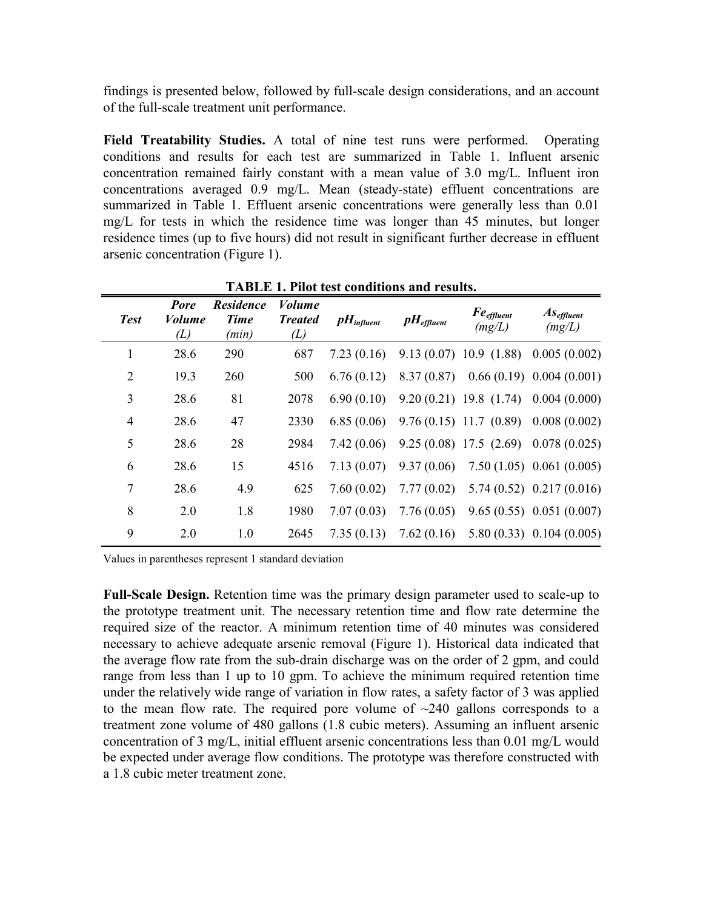findings is presented below, followed by full-scale design considerations, and an account of the full-scale treatment unit performance.

**Field Treatability Studies.** A total of nine test runs were performed. Operating conditions and results for each test are summarized in Table 1. Influent arsenic concentration remained fairly constant with a mean value of 3.0 mg/L. Influent iron concentrations averaged 0.9 mg/L. Mean (steady-state) effluent concentrations are summarized in Table 1. Effluent arsenic concentrations were generally less than 0.01 mg/L for tests in which the residence time was longer than 45 minutes, but longer residence times (up to five hours) did not result in significant further decrease in effluent arsenic concentration (Figure 1).

**TABLE 1. Pilot test conditions and results.**

| *Test* | *Pore Volume (L)* | *Residence Time (min)* | *Volume Treated (L)* | $pH_{influent}$ | $pH_{effluent}$ | $Fe_{effluent}$ (mg/L) | $As_{effluent}$ (mg/L) |
|---|---|---|---|---|---|---|---|
| 1 | 28.6 | 290 | 687 | 7.23 (0.16) | 9.13 (0.07) | 10.9 (1.88) | 0.005 (0.002) |
| 2 | 19.3 | 260 | 500 | 6.76 (0.12) | 8.37 (0.87) | 0.66 (0.19) | 0.004 (0.001) |
| 3 | 28.6 | 81 | 2078 | 6.90 (0.10) | 9.20 (0.21) | 19.8 (1.74) | 0.004 (0.000) |
| 4 | 28.6 | 47 | 2330 | 6.85 (0.06) | 9.76 (0.15) | 11.7 (0.89) | 0.008 (0.002) |
| 5 | 28.6 | 28 | 2984 | 7.42 (0.06) | 9.25 (0.08) | 17.5 (2.69) | 0.078 (0.025) |
| 6 | 28.6 | 15 | 4516 | 7.13 (0.07) | 9.37 (0.06) | 7.50 (1.05) | 0.061 (0.005) |
| 7 | 28.6 | 4.9 | 625 | 7.60 (0.02) | 7.77 (0.02) | 5.74 (0.52) | 0.217 (0.016) |
| 8 | 2.0 | 1.8 | 1980 | 7.07 (0.03) | 7.76 (0.05) | 9.65 (0.55) | 0.051 (0.007) |
| 9 | 2.0 | 1.0 | 2645 | 7.35 (0.13) | 7.62 (0.16) | 5.80 (0.33) | 0.104 (0.005) |

Values in parentheses represent 1 standard deviation

**Full-Scale Design.** Retention time was the primary design parameter used to scale-up to the prototype treatment unit. The necessary retention time and flow rate determine the required size of the reactor. A minimum retention time of 40 minutes was considered necessary to achieve adequate arsenic removal (Figure 1). Historical data indicated that the average flow rate from the sub-drain discharge was on the order of 2 gpm, and could range from less than 1 up to 10 gpm. To achieve the minimum required retention time under the relatively wide range of variation in flow rates, a safety factor of 3 was applied to the mean flow rate. The required pore volume of ~240 gallons corresponds to a treatment zone volume of 480 gallons (1.8 cubic meters). Assuming an influent arsenic concentration of 3 mg/L, initial effluent arsenic concentrations less than 0.01 mg/L would be expected under average flow conditions. The prototype was therefore constructed with a 1.8 cubic meter treatment zone.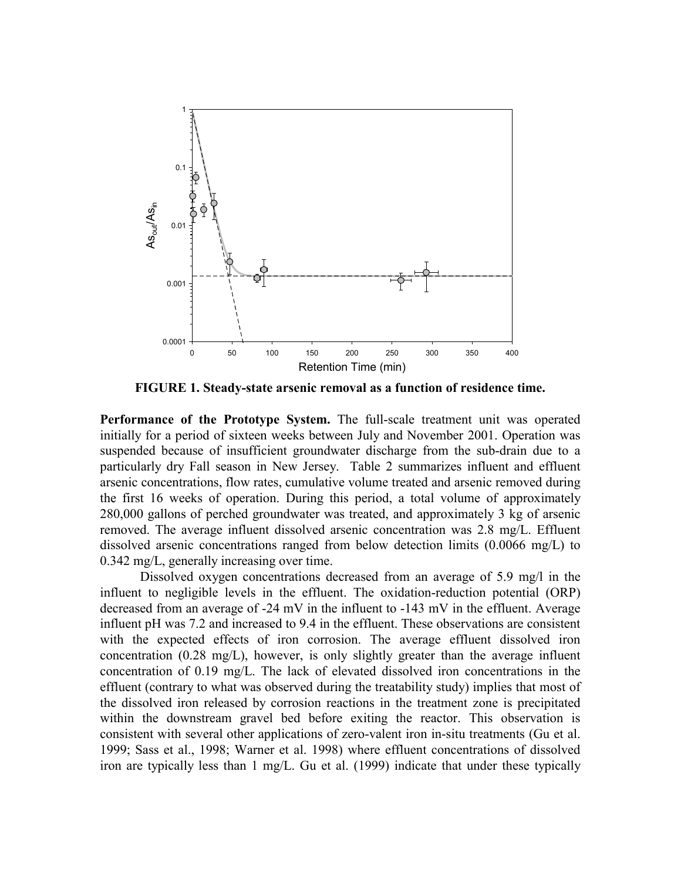FIGURE 1. Steady-state arsenic removal as a function of residence time.

**Performance of the Prototype System.** The full-scale treatment unit was operated initially for a period of sixteen weeks between July and November 2001. Operation was suspended because of insufficient groundwater discharge from the sub-drain due to a particularly dry Fall season in New Jersey. Table 2 summarizes influent and effluent arsenic concentrations, flow rates, cumulative volume treated and arsenic removed during the first 16 weeks of operation. During this period, a total volume of approximately 280,000 gallons of perched groundwater was treated, and approximately 3 kg of arsenic removed. The average influent dissolved arsenic concentration was 2.8 mg/L. Effluent dissolved arsenic concentrations ranged from below detection limits (0.0066 mg/L) to 0.342 mg/L, generally increasing over time.

Dissolved oxygen concentrations decreased from an average of 5.9 mg/l in the influent to negligible levels in the effluent. The oxidation-reduction potential (ORP) decreased from an average of -24 mV in the influent to -143 mV in the effluent. Average influent pH was 7.2 and increased to 9.4 in the effluent. These observations are consistent with the expected effects of iron corrosion. The average effluent dissolved iron concentration (0.28 mg/L), however, is only slightly greater than the average influent concentration of 0.19 mg/L. The lack of elevated dissolved iron concentrations in the effluent (contrary to what was observed during the treatability study) implies that most of the dissolved iron released by corrosion reactions in the treatment zone is precipitated within the downstream gravel bed before exiting the reactor. This observation is consistent with several other applications of zero-valent iron in-situ treatments (Gu et al. 1999; Sass et al., 1998; Warner et al. 1998) where effluent concentrations of dissolved iron are typically less than 1 mg/L. Gu et al. (1999) indicate that under these typically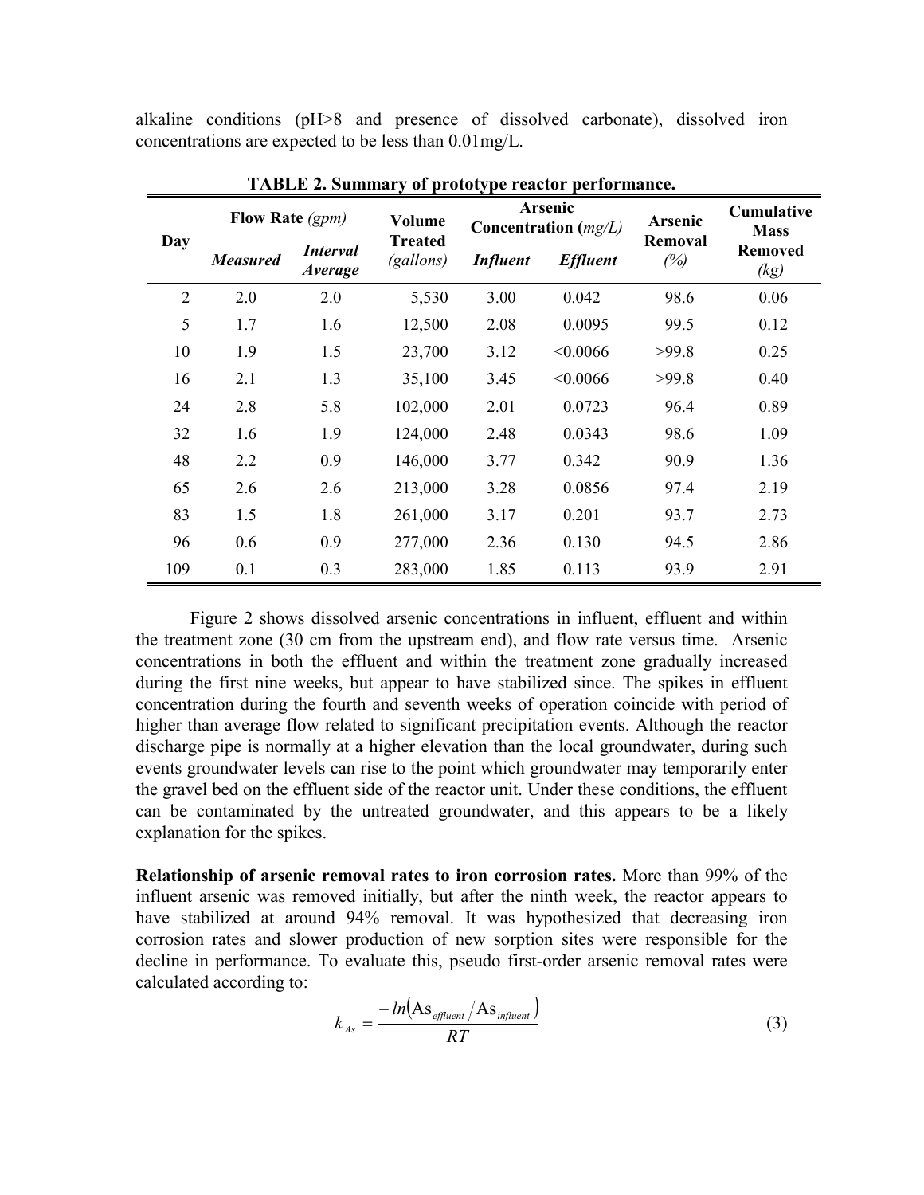alkaline conditions (pH>8 and presence of dissolved carbonate), dissolved iron concentrations are expected to be less than 0.01mg/L.

**TABLE 2. Summary of prototype reactor performance.**

| Day | Flow Rate *(gpm)* | | Volume Treated *(gallons)* | Arsenic Concentration (*mg/L*) | | Arsenic Removal *(%)* | Cumulative Mass Removed *(kg)* |
|---|---|---|---|---|---|---|---|
| | ***Measured*** | ***Interval Average*** | | ***Influent*** | ***Effluent*** | | |
| 2 | 2.0 | 2.0 | 5,530 | 3.00 | 0.042 | 98.6 | 0.06 |
| 5 | 1.7 | 1.6 | 12,500 | 2.08 | 0.0095 | 99.5 | 0.12 |
| 10 | 1.9 | 1.5 | 23,700 | 3.12 | <0.0066 | >99.8 | 0.25 |
| 16 | 2.1 | 1.3 | 35,100 | 3.45 | <0.0066 | >99.8 | 0.40 |
| 24 | 2.8 | 5.8 | 102,000 | 2.01 | 0.0723 | 96.4 | 0.89 |
| 32 | 1.6 | 1.9 | 124,000 | 2.48 | 0.0343 | 98.6 | 1.09 |
| 48 | 2.2 | 0.9 | 146,000 | 3.77 | 0.342 | 90.9 | 1.36 |
| 65 | 2.6 | 2.6 | 213,000 | 3.28 | 0.0856 | 97.4 | 2.19 |
| 83 | 1.5 | 1.8 | 261,000 | 3.17 | 0.201 | 93.7 | 2.73 |
| 96 | 0.6 | 0.9 | 277,000 | 2.36 | 0.130 | 94.5 | 2.86 |
| 109 | 0.1 | 0.3 | 283,000 | 1.85 | 0.113 | 93.9 | 2.91 |

Figure 2 shows dissolved arsenic concentrations in influent, effluent and within the treatment zone (30 cm from the upstream end), and flow rate versus time. Arsenic concentrations in both the effluent and within the treatment zone gradually increased during the first nine weeks, but appear to have stabilized since. The spikes in effluent concentration during the fourth and seventh weeks of operation coincide with period of higher than average flow related to significant precipitation events. Although the reactor discharge pipe is normally at a higher elevation than the local groundwater, during such events groundwater levels can rise to the point which groundwater may temporarily enter the gravel bed on the effluent side of the reactor unit. Under these conditions, the effluent can be contaminated by the untreated groundwater, and this appears to be a likely explanation for the spikes.

**Relationship of arsenic removal rates to iron corrosion rates.** More than 99% of the influent arsenic was removed initially, but after the ninth week, the reactor appears to have stabilized at around 94% removal. It was hypothesized that decreasing iron corrosion rates and slower production of new sorption sites were responsible for the decline in performance. To evaluate this, pseudo first-order arsenic removal rates were calculated according to:

$$k_{As} = \frac{-ln\left(\mathrm{As}_{effluent} / \mathrm{As}_{influent}\right)}{RT} \tag{3}$$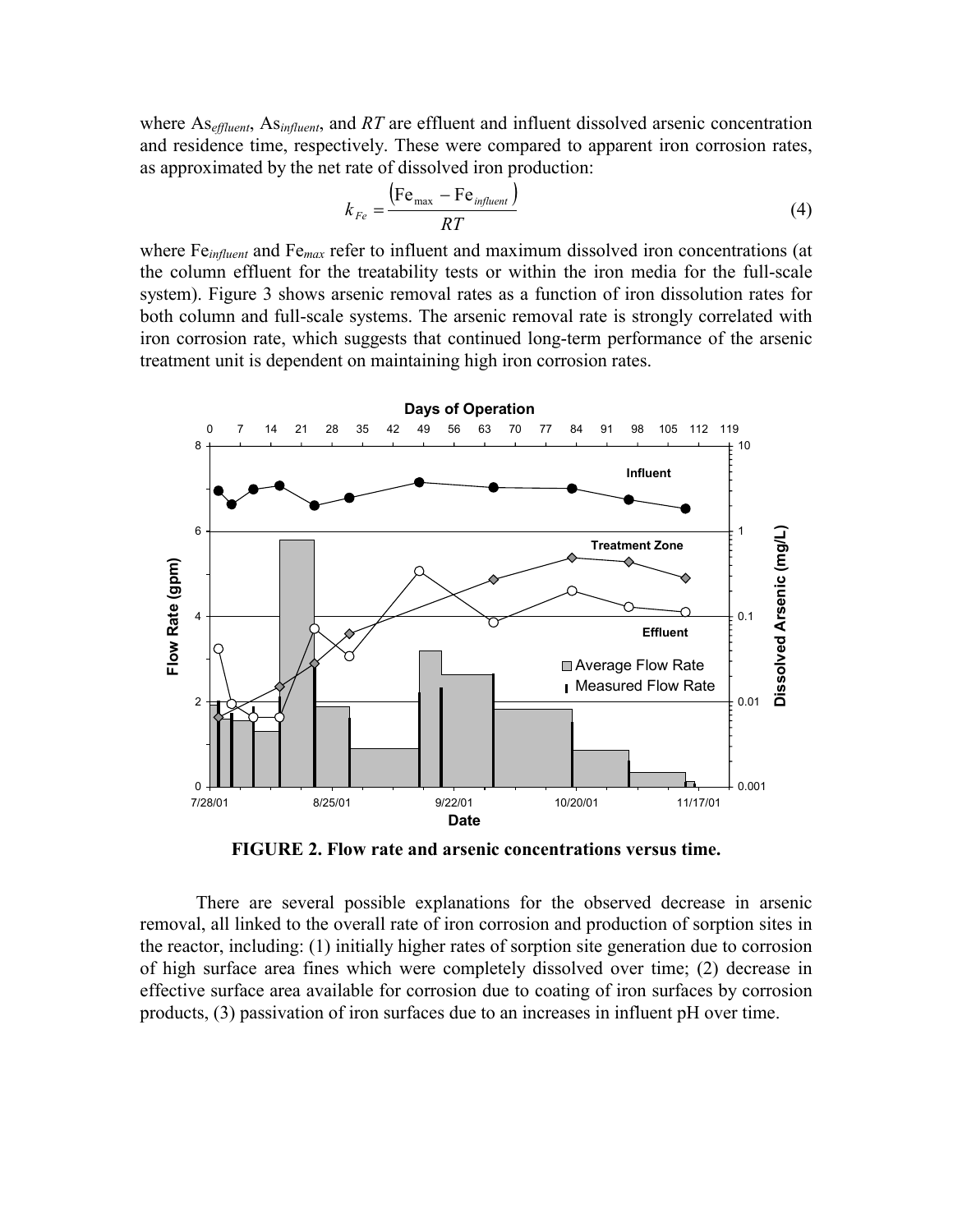where $As_{effluent}$, $As_{influent}$, and $RT$ are effluent and influent dissolved arsenic concentration and residence time, respectively. These were compared to apparent iron corrosion rates, as approximated by the net rate of dissolved iron production:

$$k_{Fe} = \frac{\left(Fe_{max} - Fe_{influent}\right)}{RT} \tag{4}$$

where $Fe_{influent}$ and $Fe_{max}$ refer to influent and maximum dissolved iron concentrations (at the column effluent for the treatability tests or within the iron media for the full-scale system). Figure 3 shows arsenic removal rates as a function of iron dissolution rates for both column and full-scale systems. The arsenic removal rate is strongly correlated with iron corrosion rate, which suggests that continued long-term performance of the arsenic treatment unit is dependent on maintaining high iron corrosion rates.

**FIGURE 2. Flow rate and arsenic concentrations versus time.**

There are several possible explanations for the observed decrease in arsenic removal, all linked to the overall rate of iron corrosion and production of sorption sites in the reactor, including: (1) initially higher rates of sorption site generation due to corrosion of high surface area fines which were completely dissolved over time; (2) decrease in effective surface area available for corrosion due to coating of iron surfaces by corrosion products, (3) passivation of iron surfaces due to an increases in influent pH over time.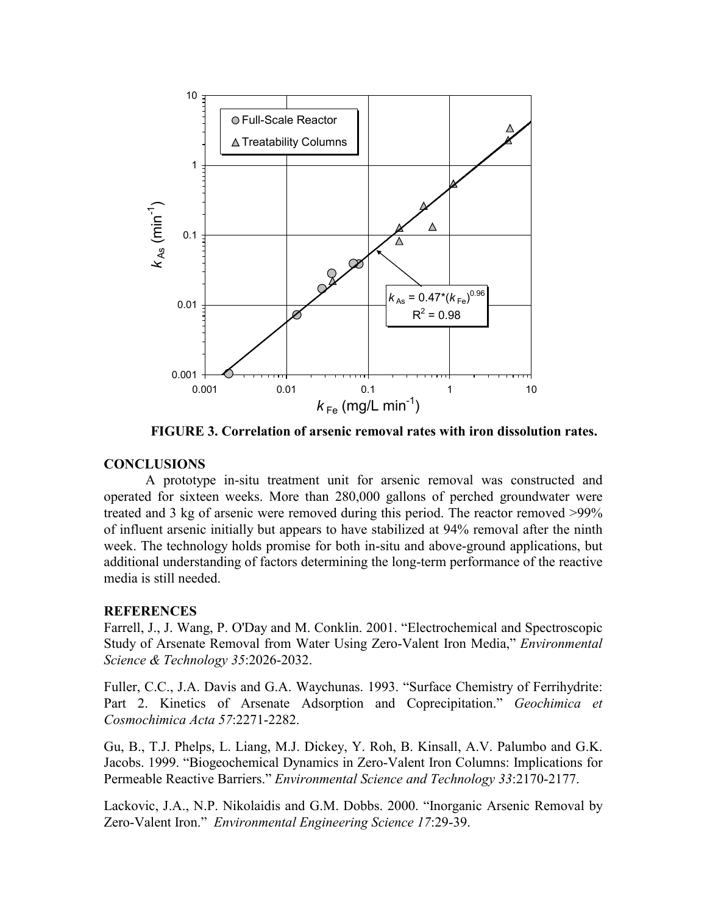**FIGURE 3. Correlation of arsenic removal rates with iron dissolution rates.**

## CONCLUSIONS

A prototype in-situ treatment unit for arsenic removal was constructed and operated for sixteen weeks. More than 280,000 gallons of perched groundwater were treated and 3 kg of arsenic were removed during this period. The reactor removed >99% of influent arsenic initially but appears to have stabilized at 94% removal after the ninth week. The technology holds promise for both in-situ and above-ground applications, but additional understanding of factors determining the long-term performance of the reactive media is still needed.

## REFERENCES

Farrell, J., J. Wang, P. O'Day and M. Conklin. 2001. "Electrochemical and Spectroscopic Study of Arsenate Removal from Water Using Zero-Valent Iron Media," *Environmental Science & Technology 35*:2026-2032.

Fuller, C.C., J.A. Davis and G.A. Waychunas. 1993. "Surface Chemistry of Ferrihydrite: Part 2. Kinetics of Arsenate Adsorption and Coprecipitation." *Geochimica et Cosmochimica Acta 57*:2271-2282.

Gu, B., T.J. Phelps, L. Liang, M.J. Dickey, Y. Roh, B. Kinsall, A.V. Palumbo and G.K. Jacobs. 1999. "Biogeochemical Dynamics in Zero-Valent Iron Columns: Implications for Permeable Reactive Barriers." *Environmental Science and Technology 33*:2170-2177.

Lackovic, J.A., N.P. Nikolaidis and G.M. Dobbs. 2000. "Inorganic Arsenic Removal by Zero-Valent Iron." *Environmental Engineering Science 17*:29-39.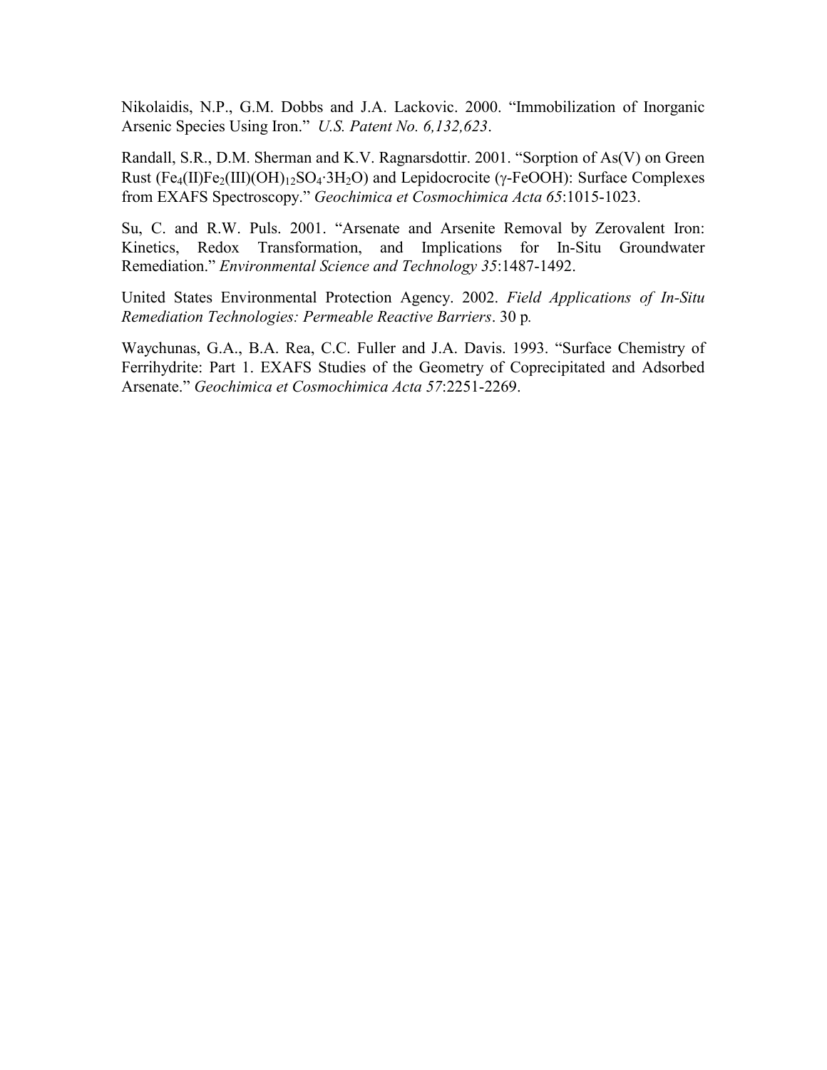Nikolaidis, N.P., G.M. Dobbs and J.A. Lackovic. 2000. "Immobilization of Inorganic Arsenic Species Using Iron." *U.S. Patent No. 6,132,623*.

Randall, S.R., D.M. Sherman and K.V. Ragnarsdottir. 2001. "Sorption of As(V) on Green Rust ($Fe_4(II)Fe_2(III)(OH)_{12}SO_4 \cdot 3H_2O$) and Lepidocrocite ($\gamma$-FeOOH): Surface Complexes from EXAFS Spectroscopy." *Geochimica et Cosmochimica Acta 65*:1015-1023.

Su, C. and R.W. Puls. 2001. "Arsenate and Arsenite Removal by Zerovalent Iron: Kinetics, Redox Transformation, and Implications for In-Situ Groundwater Remediation." *Environmental Science and Technology 35*:1487-1492.

United States Environmental Protection Agency. 2002. *Field Applications of In-Situ Remediation Technologies: Permeable Reactive Barriers*. 30 p.

Waychunas, G.A., B.A. Rea, C.C. Fuller and J.A. Davis. 1993. "Surface Chemistry of Ferrihydrite: Part 1. EXAFS Studies of the Geometry of Coprecipitated and Adsorbed Arsenate." *Geochimica et Cosmochimica Acta 57*:2251-2269.